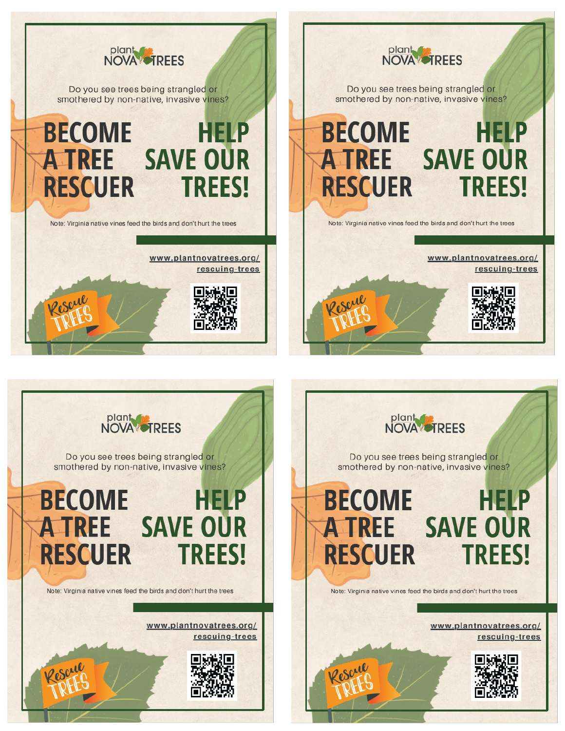plant NOVA TREES

Do you see trees being strangled or smothered by non-native, invasive vines?

# BECOME A TREE RESCUER

# HELP SAVE OUR TREES!

Note: Virginia native vines feed the birds and don't hurt the trees

www.plantnovatrees.org/rescuing-trees

Rescue TREES

---

plant NOVA TREES

Do you see trees being strangled or smothered by non-native, invasive vines?

# BECOME A TREE RESCUER

# HELP SAVE OUR TREES!

Note: Virginia native vines feed the birds and don't hurt the trees

www.plantnovatrees.org/rescuing-trees

Rescue TREES

---

plant NOVA TREES

Do you see trees being strangled or smothered by non-native, invasive vines?

# BECOME A TREE RESCUER

# HELP SAVE OUR TREES!

Note: Virginia native vines feed the birds and don't hurt the trees

www.plantnovatrees.org/rescuing-trees

Rescue TREES

---

plant NOVA TREES

Do you see trees being strangled or smothered by non-native, invasive vines?

# BECOME A TREE RESCUER

# HELP SAVE OUR TREES!

Note: Virginia native vines feed the birds and don't hurt the trees

www.plantnovatrees.org/rescuing-trees

Rescue TREES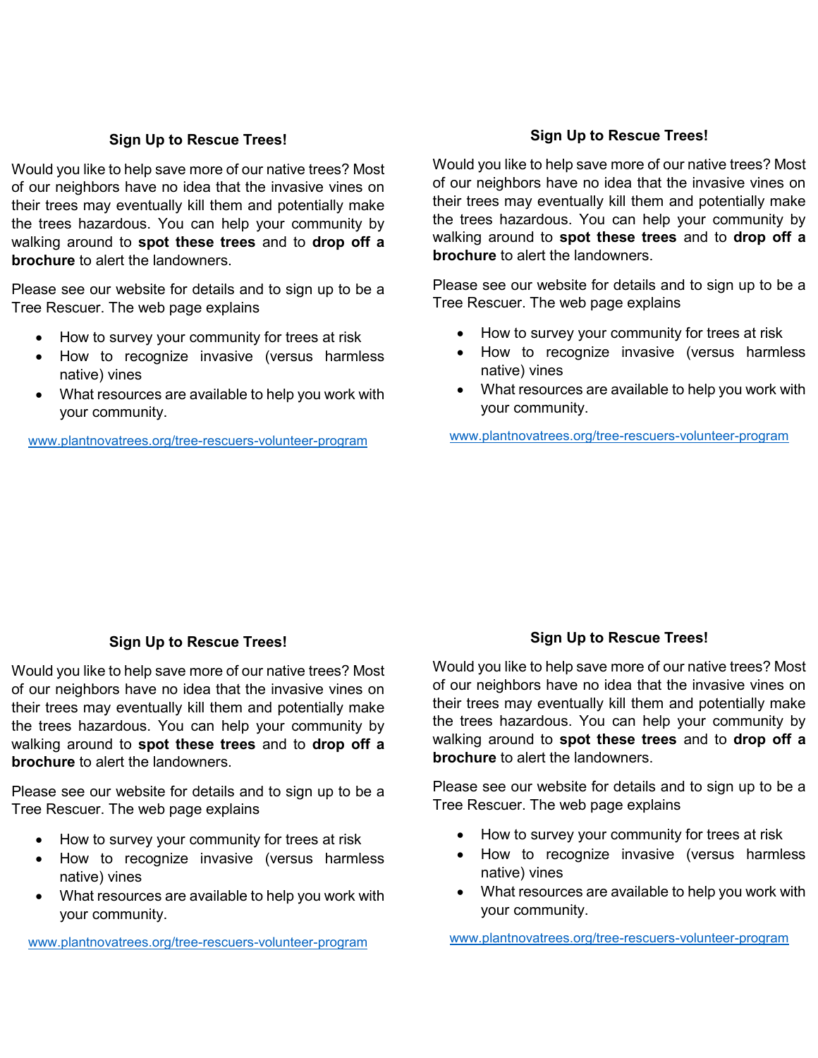## Sign Up to Rescue Trees!

Would you like to help save more of our native trees? Most of our neighbors have no idea that the invasive vines on their trees may eventually kill them and potentially make the trees hazardous. You can help your community by walking around to **spot these trees** and to **drop off a brochure** to alert the landowners.

Please see our website for details and to sign up to be a Tree Rescuer. The web page explains

- How to survey your community for trees at risk
- How to recognize invasive (versus harmless native) vines
- What resources are available to help you work with your community.

www.plantnovatrees.org/tree-rescuers-volunteer-program

## Sign Up to Rescue Trees!

Would you like to help save more of our native trees? Most of our neighbors have no idea that the invasive vines on their trees may eventually kill them and potentially make the trees hazardous. You can help your community by walking around to **spot these trees** and to **drop off a brochure** to alert the landowners.

Please see our website for details and to sign up to be a Tree Rescuer. The web page explains

- How to survey your community for trees at risk
- How to recognize invasive (versus harmless native) vines
- What resources are available to help you work with your community.

www.plantnovatrees.org/tree-rescuers-volunteer-program

## Sign Up to Rescue Trees!

Would you like to help save more of our native trees? Most of our neighbors have no idea that the invasive vines on their trees may eventually kill them and potentially make the trees hazardous. You can help your community by walking around to **spot these trees** and to **drop off a brochure** to alert the landowners.

Please see our website for details and to sign up to be a Tree Rescuer. The web page explains

- How to survey your community for trees at risk
- How to recognize invasive (versus harmless native) vines
- What resources are available to help you work with your community.

www.plantnovatrees.org/tree-rescuers-volunteer-program

## Sign Up to Rescue Trees!

Would you like to help save more of our native trees? Most of our neighbors have no idea that the invasive vines on their trees may eventually kill them and potentially make the trees hazardous. You can help your community by walking around to **spot these trees** and to **drop off a brochure** to alert the landowners.

Please see our website for details and to sign up to be a Tree Rescuer. The web page explains

- How to survey your community for trees at risk
- How to recognize invasive (versus harmless native) vines
- What resources are available to help you work with your community.

www.plantnovatrees.org/tree-rescuers-volunteer-program